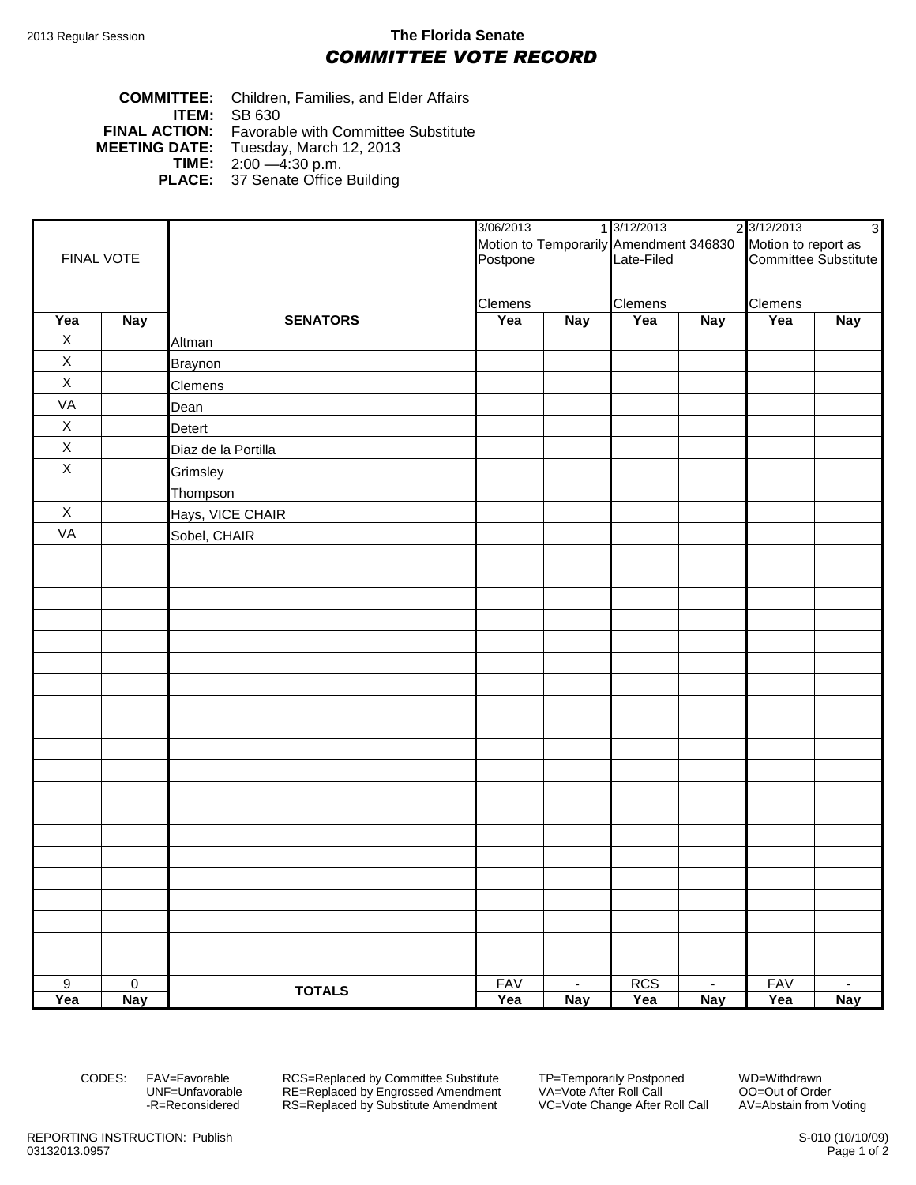2013 Regular Session

**The Florida Senate**

***COMMITTEE VOTE RECORD***

**COMMITTEE:** Children, Families, and Elder Affairs
**ITEM:** SB 630
**FINAL ACTION:** Favorable with Committee Substitute
**MEETING DATE:** Tuesday, March 12, 2013
**TIME:** 2:00 —4:30 p.m.
**PLACE:** 37 Senate Office Building

| FINAL VOTE | | | 3/06/2013 1 Motion to Temporarily Postpone Clemens | | 3/12/2013 2 Amendment 346830 Late-Filed Clemens | | 3/12/2013 3 Motion to report as Committee Substitute Clemens | |
|---|---|---|---|---|---|---|---|---|
| **Yea** | **Nay** | **SENATORS** | **Yea** | **Nay** | **Yea** | **Nay** | **Yea** | **Nay** |
| X | | Altman | | | | | | |
| X | | Braynon | | | | | | |
| X | | Clemens | | | | | | |
| VA | | Dean | | | | | | |
| X | | Detert | | | | | | |
| X | | Diaz de la Portilla | | | | | | |
| X | | Grimsley | | | | | | |
| | | Thompson | | | | | | |
| X | | Hays, VICE CHAIR | | | | | | |
| VA | | Sobel, CHAIR | | | | | | |
| 9 | 0 | **TOTALS** | FAV | - | RCS | - | FAV | - |
| **Yea** | **Nay** | | **Yea** | **Nay** | **Yea** | **Nay** | **Yea** | **Nay** |

CODES: FAV=Favorable, UNF=Unfavorable, -R=Reconsidered, RCS=Replaced by Committee Substitute, RE=Replaced by Engrossed Amendment, RS=Replaced by Substitute Amendment, TP=Temporarily Postponed, VA=Vote After Roll Call, VC=Vote Change After Roll Call, WD=Withdrawn, OO=Out of Order, AV=Abstain from Voting

REPORTING INSTRUCTION: Publish
03132013.0957

S-010 (10/10/09)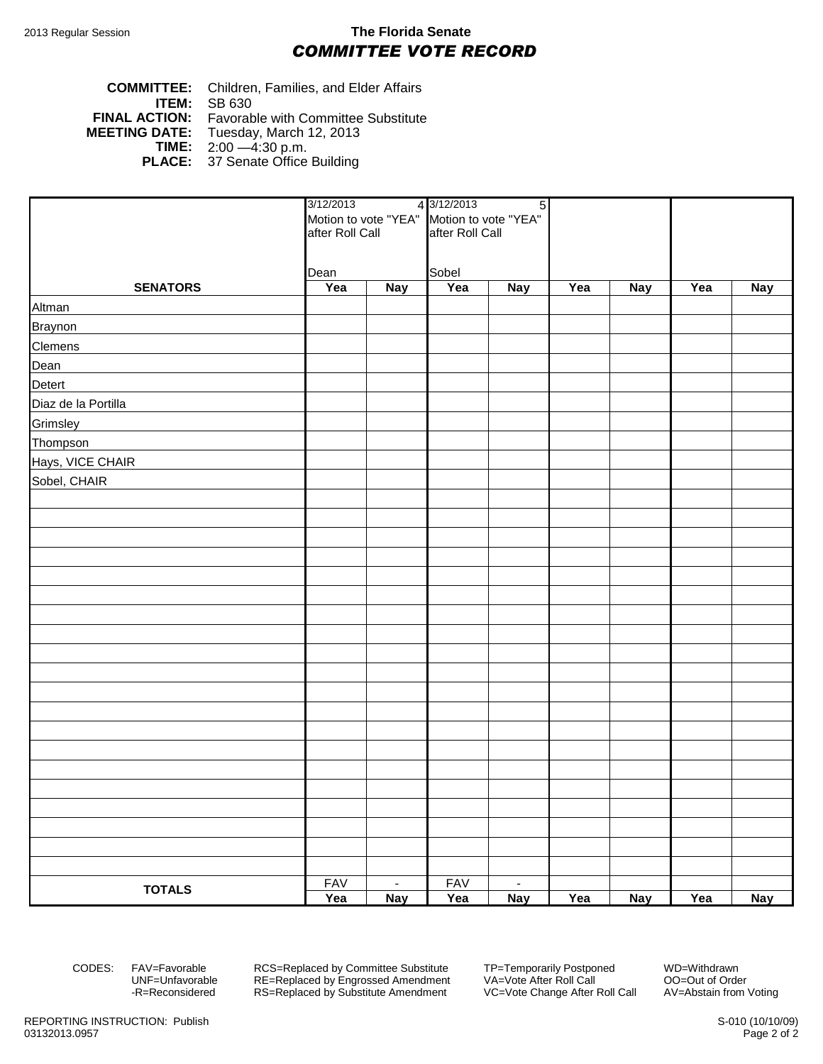2013 Regular Session

**The Florida Senate**

## *COMMITTEE VOTE RECORD*

**COMMITTEE:** Children, Families, and Elder Affairs
**ITEM:** SB 630
**FINAL ACTION:** Favorable with Committee Substitute
**MEETING DATE:** Tuesday, March 12, 2013
**TIME:** 2:00 —4:30 p.m.
**PLACE:** 37 Senate Office Building

| | 3/12/2013 4 Motion to vote "YEA" after Roll Call Dean | | 3/12/2013 5 Motion to vote "YEA" after Roll Call Sobel | | | | | |
|---|---|---|---|---|---|---|---|---|
| **SENATORS** | **Yea** | **Nay** | **Yea** | **Nay** | **Yea** | **Nay** | **Yea** | **Nay** |
| Altman | | | | | | | | |
| Braynon | | | | | | | | |
| Clemens | | | | | | | | |
| Dean | | | | | | | | |
| Detert | | | | | | | | |
| Diaz de la Portilla | | | | | | | | |
| Grimsley | | | | | | | | |
| Thompson | | | | | | | | |
| Hays, VICE CHAIR | | | | | | | | |
| Sobel, CHAIR | | | | | | | | |
| **TOTALS** | FAV | - | FAV | - | | | | |
| | **Yea** | **Nay** | **Yea** | **Nay** | **Yea** | **Nay** | **Yea** | **Nay** |

CODES:
FAV=Favorable
UNF=Unfavorable
-R=Reconsidered
RCS=Replaced by Committee Substitute
RE=Replaced by Engrossed Amendment
RS=Replaced by Substitute Amendment
TP=Temporarily Postponed
VA=Vote After Roll Call
VC=Vote Change After Roll Call
WD=Withdrawn
OO=Out of Order
AV=Abstain from Voting

REPORTING INSTRUCTION: Publish
03132013.0957

S-010 (10/10/09)